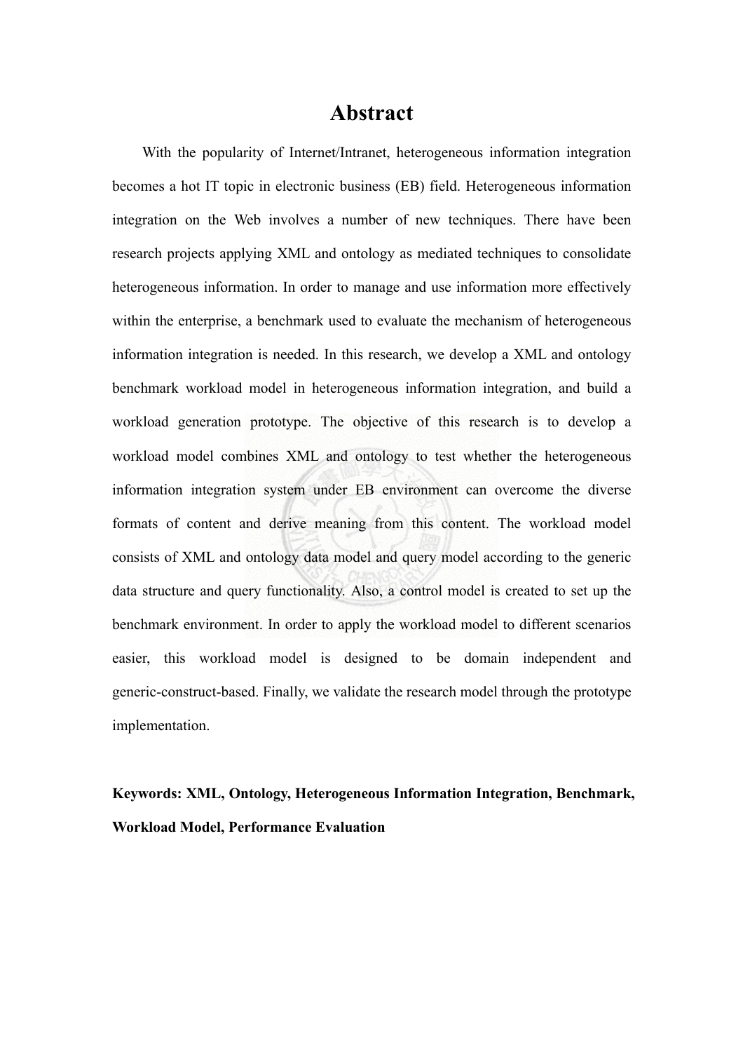# Abstract

With the popularity of Internet/Intranet, heterogeneous information integration becomes a hot IT topic in electronic business (EB) field. Heterogeneous information integration on the Web involves a number of new techniques. There have been research projects applying XML and ontology as mediated techniques to consolidate heterogeneous information. In order to manage and use information more effectively within the enterprise, a benchmark used to evaluate the mechanism of heterogeneous information integration is needed. In this research, we develop a XML and ontology benchmark workload model in heterogeneous information integration, and build a workload generation prototype. The objective of this research is to develop a workload model combines XML and ontology to test whether the heterogeneous information integration system under EB environment can overcome the diverse formats of content and derive meaning from this content. The workload model consists of XML and ontology data model and query model according to the generic data structure and query functionality. Also, a control model is created to set up the benchmark environment. In order to apply the workload model to different scenarios easier, this workload model is designed to be domain independent and generic-construct-based. Finally, we validate the research model through the prototype implementation.

**Keywords: XML, Ontology, Heterogeneous Information Integration, Benchmark, Workload Model, Performance Evaluation**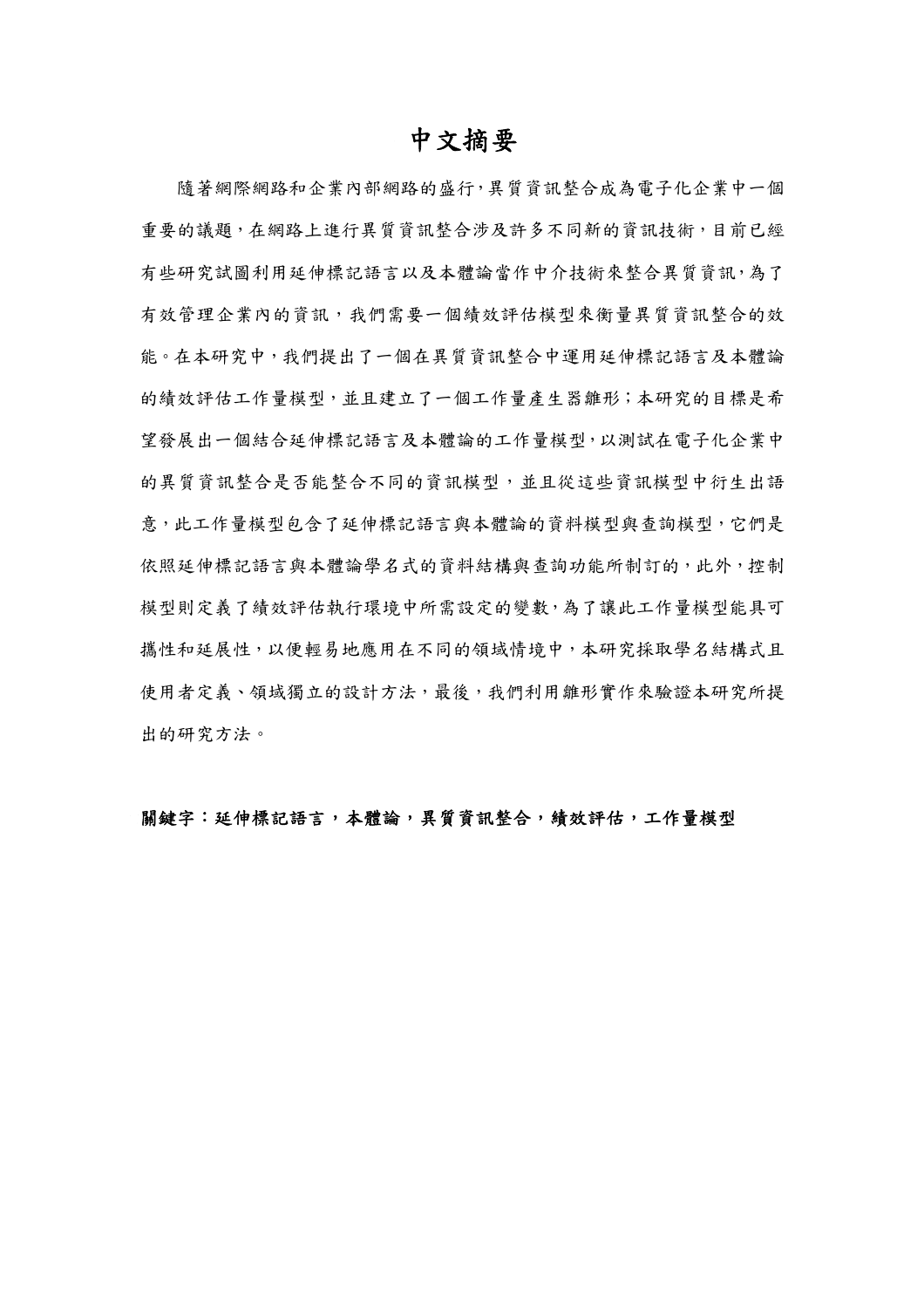# 中文摘要

隨著網際網路和企業內部網路的盛行，異質資訊整合成為電子化企業中一個重要的議題，在網路上進行異質資訊整合涉及許多不同新的資訊技術，目前已經有些研究試圖利用延伸標記語言以及本體論當作中介技術來整合異質資訊，為了有效管理企業內的資訊，我們需要一個績效評估模型來衡量異質資訊整合的效能。在本研究中，我們提出了一個在異質資訊整合中運用延伸標記語言及本體論的績效評估工作量模型，並且建立了一個工作量產生器雛形；本研究的目標是希望發展出一個結合延伸標記語言及本體論的工作量模型，以測試在電子化企業中的異質資訊整合是否能整合不同的資訊模型，並且從這些資訊模型中衍生出語意，此工作量模型包含了延伸標記語言與本體論的資料模型與查詢模型，它們是依照延伸標記語言與本體論學名式的資料結構與查詢功能所制訂的，此外，控制模型則定義了績效評估執行環境中所需設定的變數，為了讓此工作量模型能具可攜性和延展性，以便輕易地應用在不同的領域情境中，本研究採取學名結構式且使用者定義、領域獨立的設計方法，最後，我們利用雛形實作來驗證本研究所提出的研究方法。

**關鍵字：延伸標記語言，本體論，異質資訊整合，績效評估，工作量模型**